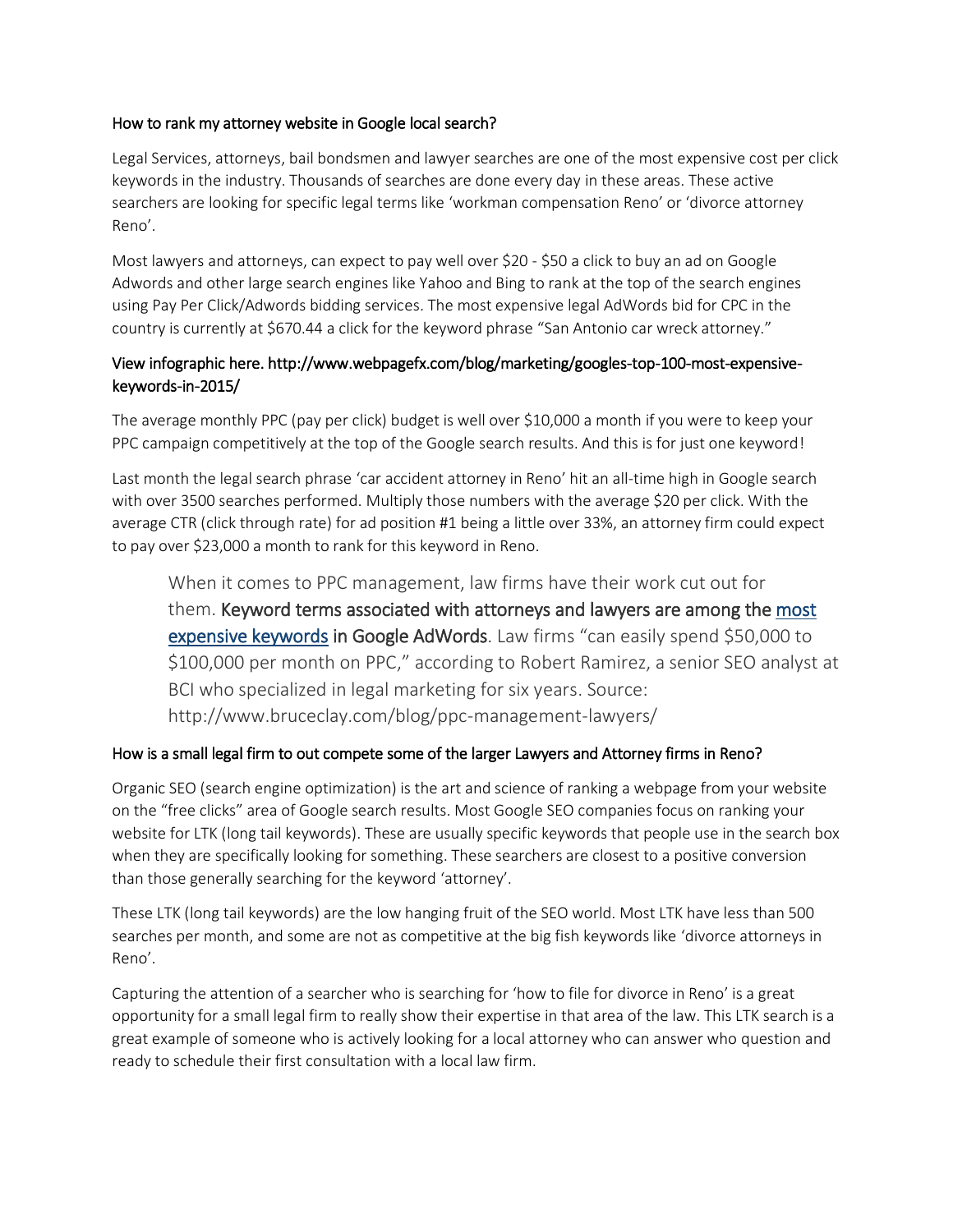## How to rank my attorney website in Google local search?

Legal Services, attorneys, bail bondsmen and lawyer searches are one of the most expensive cost per click keywords in the industry. Thousands of searches are done every day in these areas. These active searchers are looking for specific legal terms like 'workman compensation Reno' or 'divorce attorney Reno'.

Most lawyers and attorneys, can expect to pay well over $20 - $50 a click to buy an ad on Google Adwords and other large search engines like Yahoo and Bing to rank at the top of the search engines using Pay Per Click/Adwords bidding services. The most expensive legal AdWords bid for CPC in the country is currently at $670.44 a click for the keyword phrase "San Antonio car wreck attorney."

## View infographic here. http://www.webpagefx.com/blog/marketing/googles-top-100-most-expensive-keywords-in-2015/

The average monthly PPC (pay per click) budget is well over $10,000 a month if you were to keep your PPC campaign competitively at the top of the Google search results. And this is for just one keyword!

Last month the legal search phrase 'car accident attorney in Reno' hit an all-time high in Google search with over 3500 searches performed. Multiply those numbers with the average $20 per click. With the average CTR (click through rate) for ad position #1 being a little over 33%, an attorney firm could expect to pay over $23,000 a month to rank for this keyword in Reno.

> When it comes to PPC management, law firms have their work cut out for them. **Keyword terms associated with attorneys and lawyers are among the [most expensive keywords](http://www.webpagefx.com/blog/marketing/googles-top-100-most-expensive-keywords-in-2015/) in Google AdWords**. Law firms "can easily spend $50,000 to $100,000 per month on PPC," according to Robert Ramirez, a senior SEO analyst at BCI who specialized in legal marketing for six years. Source: http://www.bruceclay.com/blog/ppc-management-lawyers/

## How is a small legal firm to out compete some of the larger Lawyers and Attorney firms in Reno?

Organic SEO (search engine optimization) is the art and science of ranking a webpage from your website on the "free clicks" area of Google search results. Most Google SEO companies focus on ranking your website for LTK (long tail keywords). These are usually specific keywords that people use in the search box when they are specifically looking for something. These searchers are closest to a positive conversion than those generally searching for the keyword 'attorney'.

These LTK (long tail keywords) are the low hanging fruit of the SEO world. Most LTK have less than 500 searches per month, and some are not as competitive at the big fish keywords like 'divorce attorneys in Reno'.

Capturing the attention of a searcher who is searching for 'how to file for divorce in Reno' is a great opportunity for a small legal firm to really show their expertise in that area of the law. This LTK search is a great example of someone who is actively looking for a local attorney who can answer who question and ready to schedule their first consultation with a local law firm.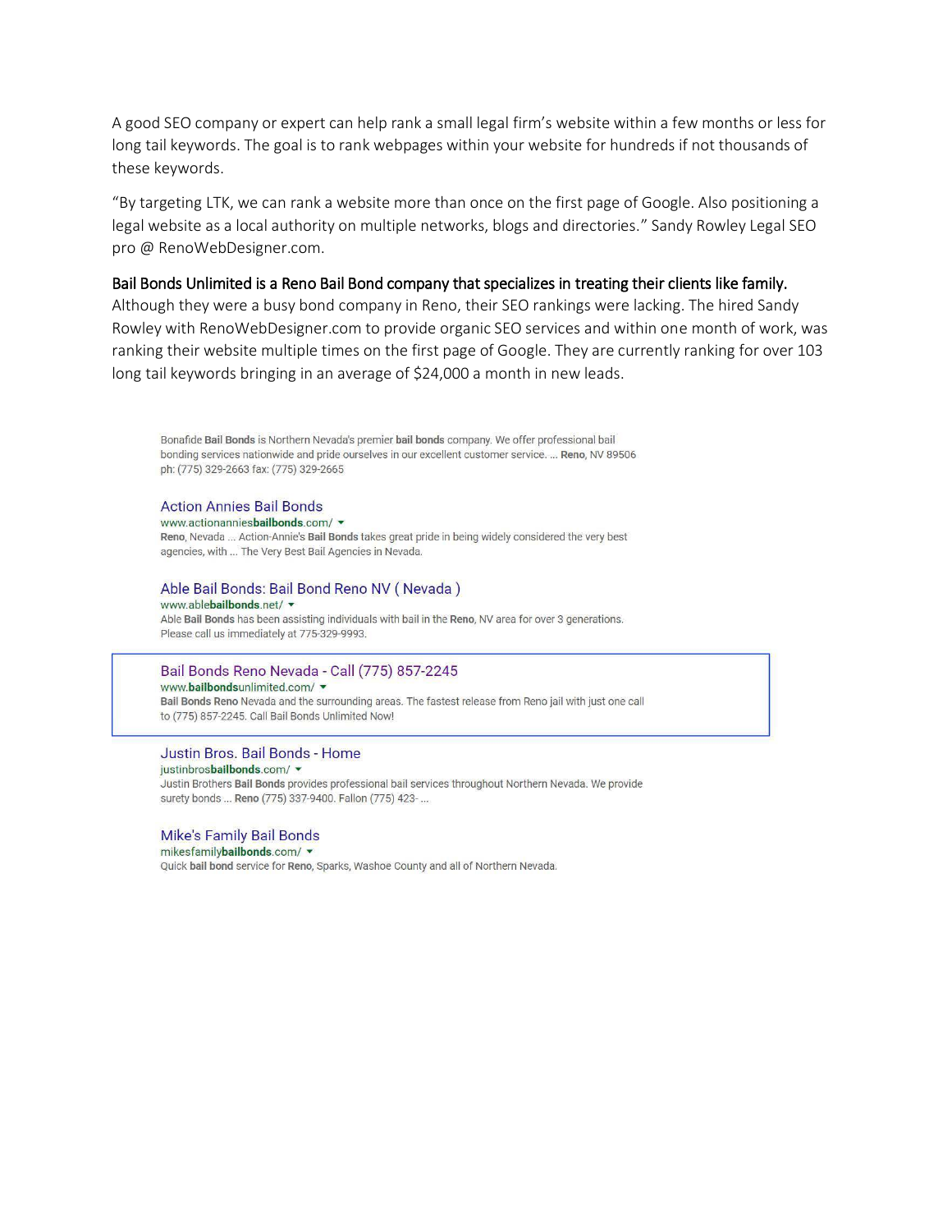A good SEO company or expert can help rank a small legal firm's website within a few months or less for long tail keywords. The goal is to rank webpages within your website for hundreds if not thousands of these keywords.

"By targeting LTK, we can rank a website more than once on the first page of Google. Also positioning a legal website as a local authority on multiple networks, blogs and directories." Sandy Rowley Legal SEO pro @ RenoWebDesigner.com.

**Bail Bonds Unlimited is a Reno Bail Bond company that specializes in treating their clients like family.** Although they were a busy bond company in Reno, their SEO rankings were lacking. The hired Sandy Rowley with RenoWebDesigner.com to provide organic SEO services and within one month of work, was ranking their website multiple times on the first page of Google. They are currently ranking for over 103 long tail keywords bringing in an average of $24,000 a month in new leads.

Bonafide **Bail Bonds** is Northern Nevada's premier **bail bonds** company. We offer professional bail bonding services nationwide and pride ourselves in our excellent customer service. ... **Reno**, NV 89506 ph: (775) 329-2663 fax: (775) 329-2665

Action Annies Bail Bonds
www.actionannies**bailbonds**.com/
**Reno**, Nevada ... Action-Annie's **Bail Bonds** takes great pride in being widely considered the very best agencies, with ... The Very Best Bail Agencies in Nevada.

Able Bail Bonds: Bail Bond Reno NV ( Nevada )
www.able**bailbonds**.net/
Able **Bail Bonds** has been assisting individuals with bail in the **Reno**, NV area for over 3 generations. Please call us immediately at 775-329-9993.

Bail Bonds Reno Nevada - Call (775) 857-2245
www.**bailbonds**unlimited.com/
**Bail Bonds Reno** Nevada and the surrounding areas. The fastest release from Reno jail with just one call to (775) 857-2245. Call Bail Bonds Unlimited Now!

Justin Bros. Bail Bonds - Home
justinbros**bailbonds**.com/
Justin Brothers **Bail Bonds** provides professional bail services throughout Northern Nevada. We provide surety bonds ... **Reno** (775) 337-9400. Fallon (775) 423- ...

Mike's Family Bail Bonds
mikesfamily**bailbonds**.com/
Quick **bail bond** service for **Reno**, Sparks, Washoe County and all of Northern Nevada.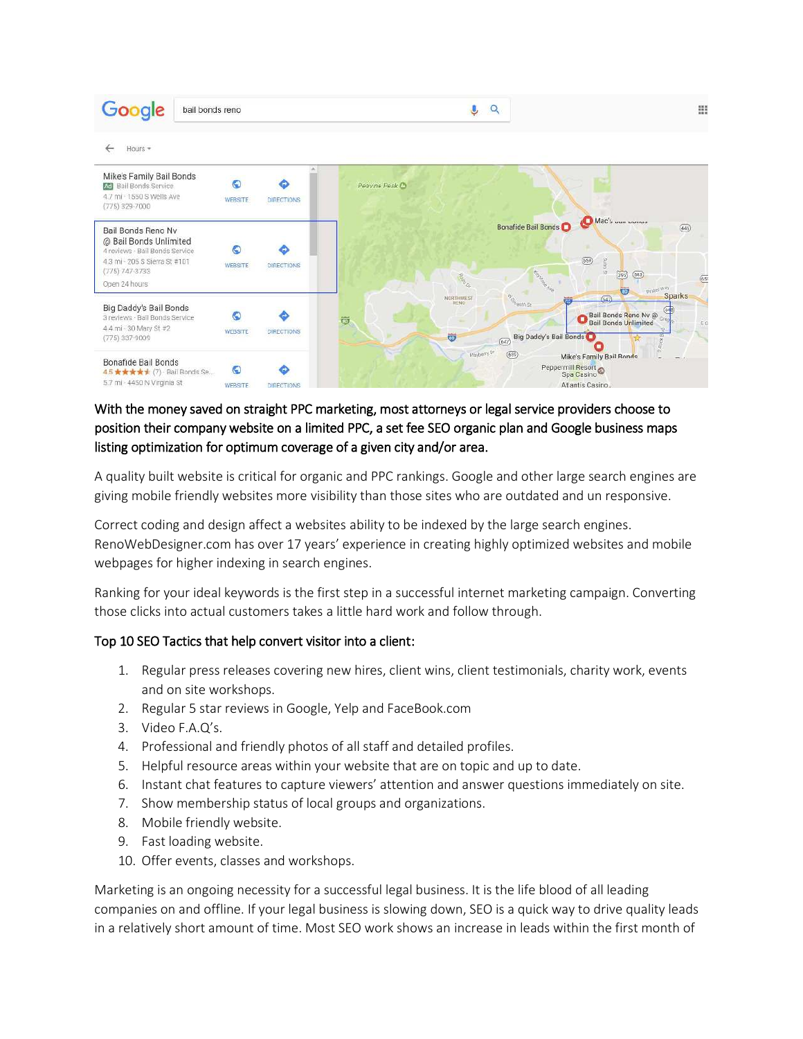**With the money saved on straight PPC marketing, most attorneys or legal service providers choose to position their company website on a limited PPC, a set fee SEO organic plan and Google business maps listing optimization for optimum coverage of a given city and/or area.**

A quality built website is critical for organic and PPC rankings. Google and other large search engines are giving mobile friendly websites more visibility than those sites who are outdated and un responsive.

Correct coding and design affect a websites ability to be indexed by the large search engines. RenoWebDesigner.com has over 17 years' experience in creating highly optimized websites and mobile webpages for higher indexing in search engines.

Ranking for your ideal keywords is the first step in a successful internet marketing campaign. Converting those clicks into actual customers takes a little hard work and follow through.

**Top 10 SEO Tactics that help convert visitor into a client:**

1. Regular press releases covering new hires, client wins, client testimonials, charity work, events and on site workshops.
2. Regular 5 star reviews in Google, Yelp and FaceBook.com
3. Video F.A.Q's.
4. Professional and friendly photos of all staff and detailed profiles.
5. Helpful resource areas within your website that are on topic and up to date.
6. Instant chat features to capture viewers' attention and answer questions immediately on site.
7. Show membership status of local groups and organizations.
8. Mobile friendly website.
9. Fast loading website.
10. Offer events, classes and workshops.

Marketing is an ongoing necessity for a successful legal business. It is the life blood of all leading companies on and offline. If your legal business is slowing down, SEO is a quick way to drive quality leads in a relatively short amount of time. Most SEO work shows an increase in leads within the first month of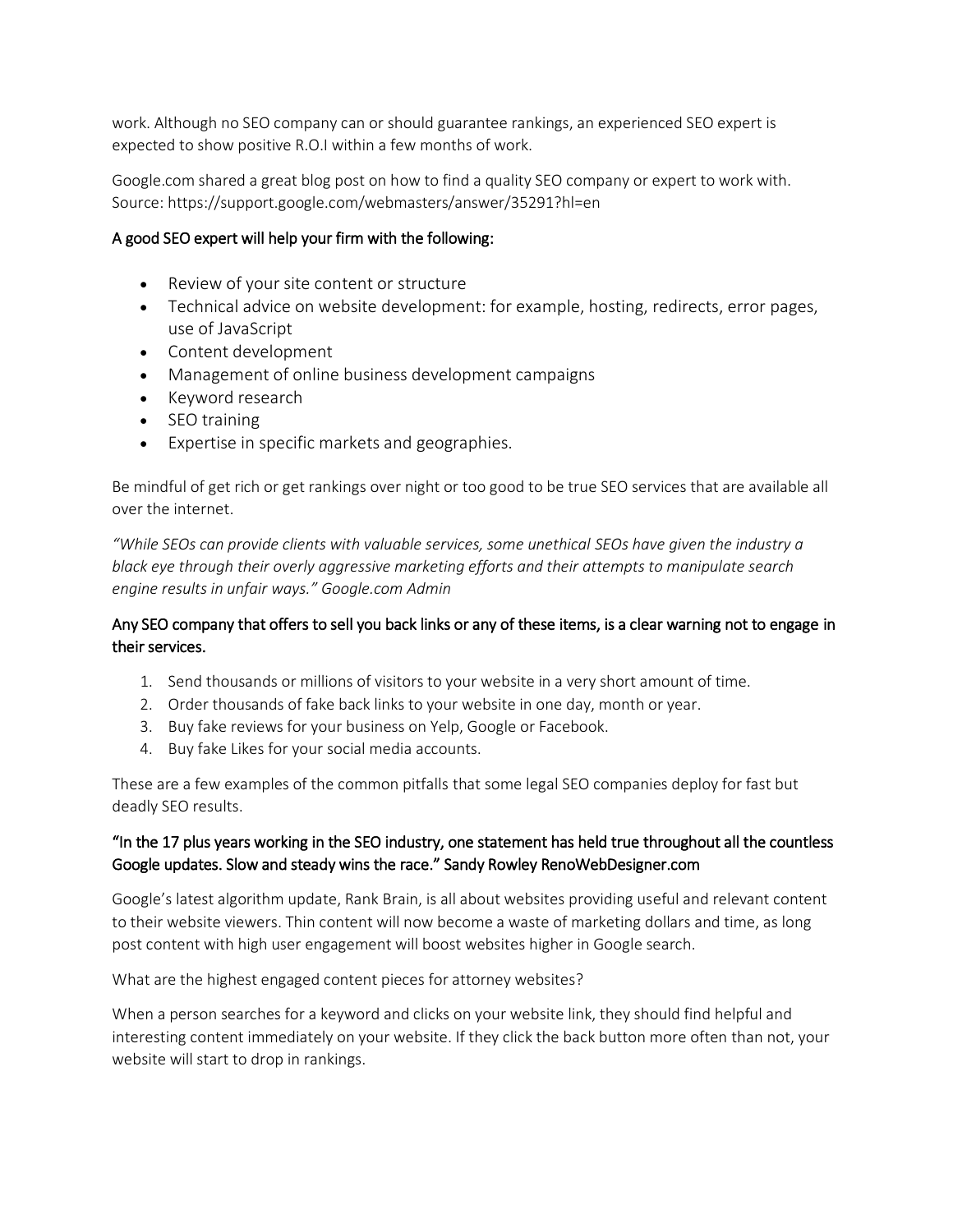work. Although no SEO company can or should guarantee rankings, an experienced SEO expert is expected to show positive R.O.I within a few months of work.

Google.com shared a great blog post on how to find a quality SEO company or expert to work with. Source: https://support.google.com/webmasters/answer/35291?hl=en

A good SEO expert will help your firm with the following:

- Review of your site content or structure
- Technical advice on website development: for example, hosting, redirects, error pages, use of JavaScript
- Content development
- Management of online business development campaigns
- Keyword research
- SEO training
- Expertise in specific markets and geographies.

Be mindful of get rich or get rankings over night or too good to be true SEO services that are available all over the internet.

*"While SEOs can provide clients with valuable services, some unethical SEOs have given the industry a black eye through their overly aggressive marketing efforts and their attempts to manipulate search engine results in unfair ways." Google.com Admin*

Any SEO company that offers to sell you back links or any of these items, is a clear warning not to engage in their services.

1. Send thousands or millions of visitors to your website in a very short amount of time.
2. Order thousands of fake back links to your website in one day, month or year.
3. Buy fake reviews for your business on Yelp, Google or Facebook.
4. Buy fake Likes for your social media accounts.

These are a few examples of the common pitfalls that some legal SEO companies deploy for fast but deadly SEO results.

"In the 17 plus years working in the SEO industry, one statement has held true throughout all the countless Google updates. Slow and steady wins the race." Sandy Rowley RenoWebDesigner.com

Google's latest algorithm update, Rank Brain, is all about websites providing useful and relevant content to their website viewers. Thin content will now become a waste of marketing dollars and time, as long post content with high user engagement will boost websites higher in Google search.

What are the highest engaged content pieces for attorney websites?

When a person searches for a keyword and clicks on your website link, they should find helpful and interesting content immediately on your website. If they click the back button more often than not, your website will start to drop in rankings.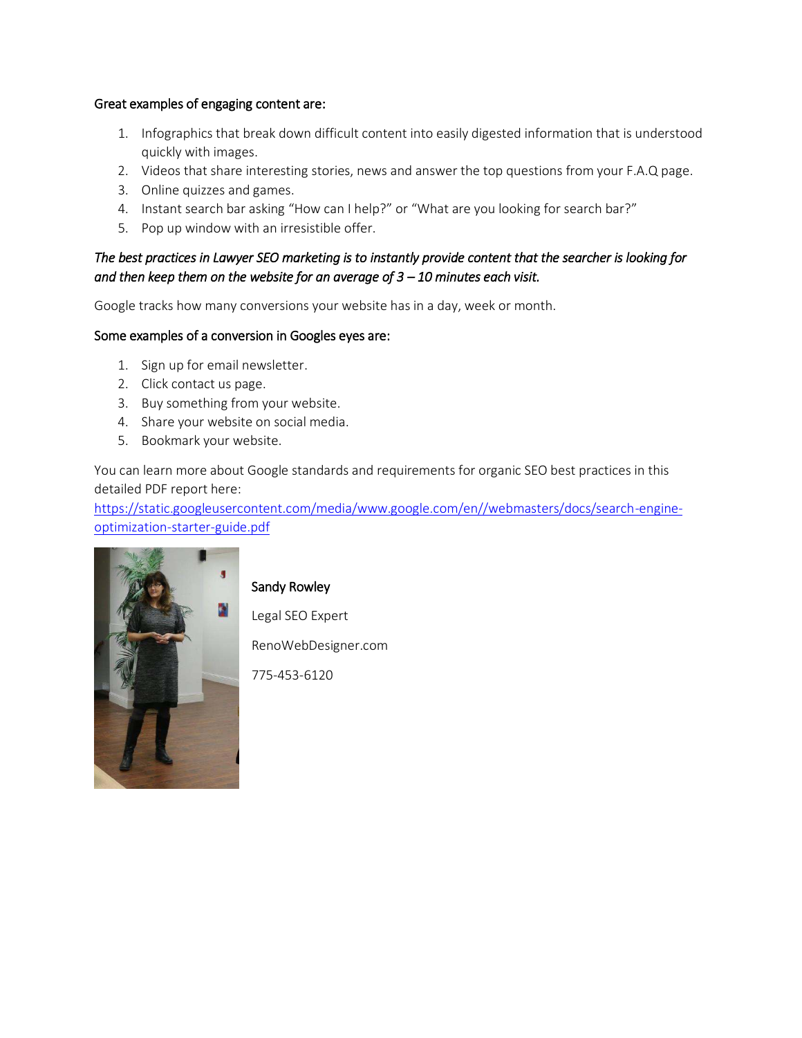Great examples of engaging content are:

1. Infographics that break down difficult content into easily digested information that is understood quickly with images.
2. Videos that share interesting stories, news and answer the top questions from your F.A.Q page.
3. Online quizzes and games.
4. Instant search bar asking "How can I help?" or "What are you looking for search bar?"
5. Pop up window with an irresistible offer.

*The best practices in Lawyer SEO marketing is to instantly provide content that the searcher is looking for and then keep them on the website for an average of 3 – 10 minutes each visit.*

Google tracks how many conversions your website has in a day, week or month.

Some examples of a conversion in Googles eyes are:

1. Sign up for email newsletter.
2. Click contact us page.
3. Buy something from your website.
4. Share your website on social media.
5. Bookmark your website.

You can learn more about Google standards and requirements for organic SEO best practices in this detailed PDF report here:
[https://static.googleusercontent.com/media/www.google.com/en//webmasters/docs/search-engine-optimization-starter-guide.pdf](https://static.googleusercontent.com/media/www.google.com/en//webmasters/docs/search-engine-optimization-starter-guide.pdf)

Sandy Rowley

Legal SEO Expert

RenoWebDesigner.com

775-453-6120